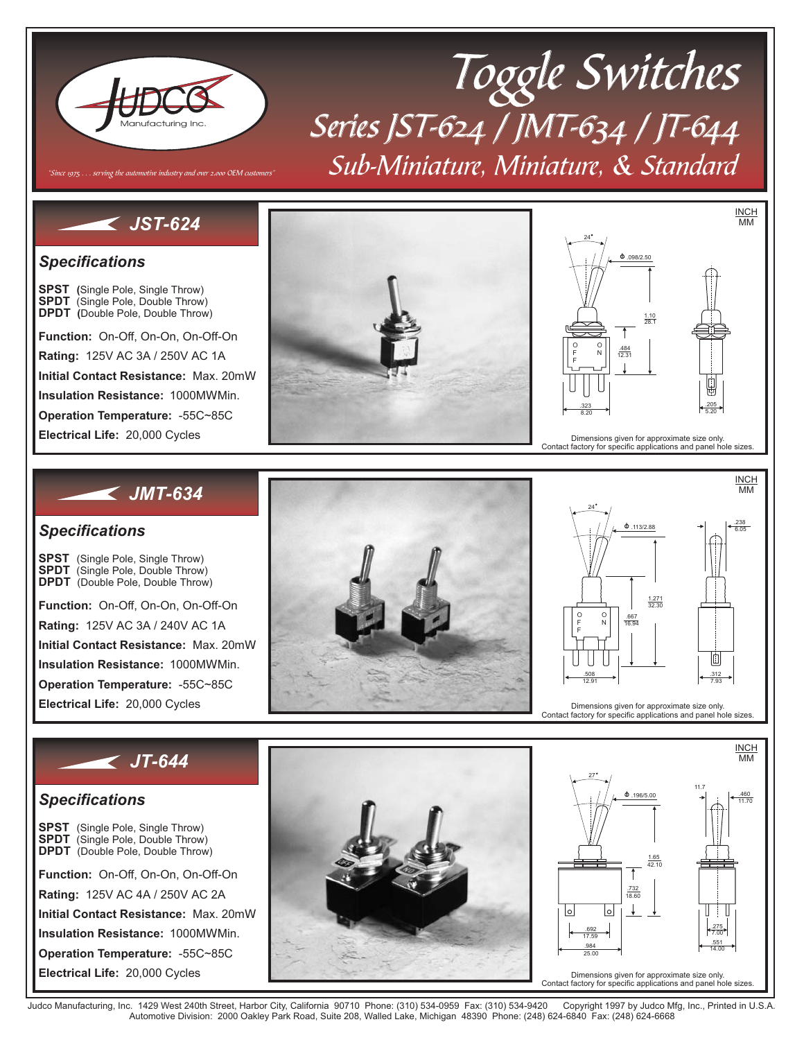# Toggle Switches

## Series JST-624 / JMT-634 / JT-644

## Sub-Miniature, Miniature, & Standard

JUDCO Manufacturing Inc.

*"Since 1975 . . . serving the automotive industry and over 2,000 OEM customers"*

## JST-624

### Specifications

**SPST** (Single Pole, Single Throw)
**SPDT** (Single Pole, Double Throw)
**DPDT** (Double Pole, Double Throw)

**Function:** On-Off, On-On, On-Off-On

**Rating:** 125V AC 3A / 250V AC 1A

**Initial Contact Resistance:** Max. 20mW

**Insulation Resistance:** 1000MWMin.

**Operation Temperature:** -55C~85C

**Electrical Life:** 20,000 Cycles

INCH / MM

24° ; Φ .098/2.50 ; 1.10 / 28.1 ; .484 / 12.31 ; .323 / 8.20 ; .205 / 5.20

Dimensions given for approximate size only.
Contact factory for specific applications and panel hole sizes.

## JMT-634

### Specifications

**SPST** (Single Pole, Single Throw)
**SPDT** (Single Pole, Double Throw)
**DPDT** (Double Pole, Double Throw)

**Function:** On-Off, On-On, On-Off-On

**Rating:** 125V AC 3A / 240V AC 1A

**Initial Contact Resistance:** Max. 20mW

**Insulation Resistance:** 1000MWMin.

**Operation Temperature:** -55C~85C

**Electrical Life:** 20,000 Cycles

INCH / MM

24° ; Φ .113/2.88 ; .238 / 6.05 ; 1.271 / 32.30 ; .667 / 16.94 ; .508 / 12.91 ; .312 / 7.93

Dimensions given for approximate size only.
Contact factory for specific applications and panel hole sizes.

## JT-644

### Specifications

**SPST** (Single Pole, Single Throw)
**SPDT** (Single Pole, Double Throw)
**DPDT** (Double Pole, Double Throw)

**Function:** On-Off, On-On, On-Off-On

**Rating:** 125V AC 4A / 250V AC 2A

**Initial Contact Resistance:** Max. 20mW

**Insulation Resistance:** 1000MWMin.

**Operation Temperature:** -55C~85C

**Electrical Life:** 20,000 Cycles

INCH / MM

27° ; Φ .196/5.00 ; 11.7 ; .460 / 11.70 ; 1.65 / 42.10 ; .732 / 18.60 ; .692 / 17.59 ; .984 / 25.00 ; .275 / 7.00 ; .551 / 14.00

Dimensions given for approximate size only.
Contact factory for specific applications and panel hole sizes.

Judco Manufacturing, Inc. 1429 West 240th Street, Harbor City, California 90710 Phone: (310) 534-0959 Fax: (310) 534-9420 Copyright 1997 by Judco Mfg, Inc., Printed in U.S.A.
Automotive Division: 2000 Oakley Park Road, Suite 208, Walled Lake, Michigan 48390 Phone: (248) 624-6840 Fax: (248) 624-6668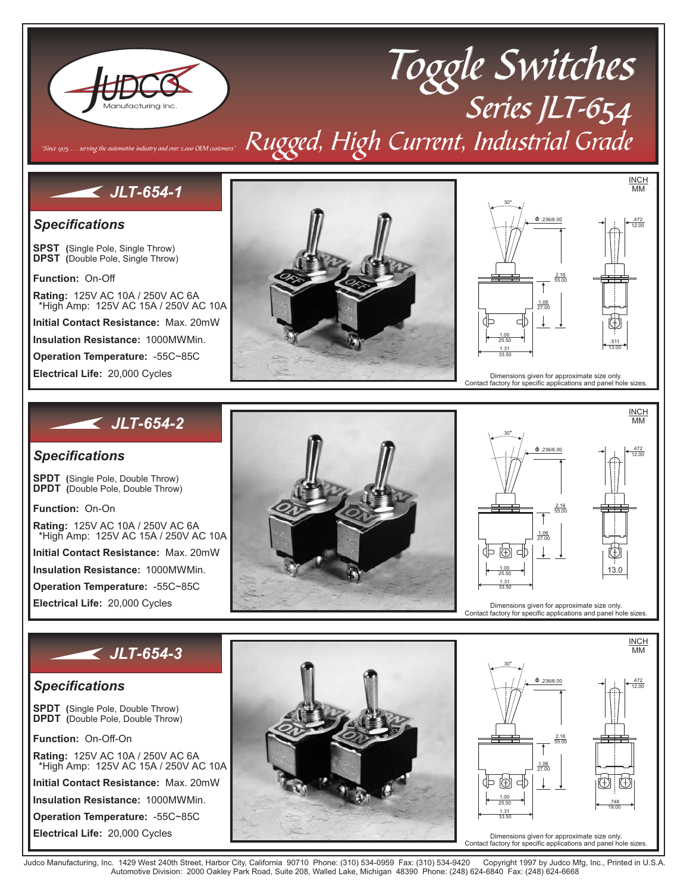# Toggle Switches

## Series JLT-654

## Rugged, High Current, Industrial Grade

JUDCO Manufacturing Inc.

*"Since 1975 . . . serving the automotive industry and over 2,000 OEM customers"*

## JLT-654-1

### Specifications

**SPST** (Single Pole, Single Throw)
**DPST** (Double Pole, Single Throw)

**Function:** On-Off

**Rating:** 125V AC 10A / 250V AC 6A
*High Amp: 125V AC 15A / 250V AC 10A

**Initial Contact Resistance:** Max. 20mW

**Insulation Resistance:** 1000MWMin.

**Operation Temperature:** -55C~85C

**Electrical Life:** 20,000 Cycles

INCH
MM

30°
ϕ .236/6.00
.472
12.00
2.16
55.00
1.06
27.00
1.00
25.50
1.31
33.50
.511
13.00

Dimensions given for approximate size only.
Contact factory for specific applications and panel hole sizes.

## JLT-654-2

### Specifications

**SPDT** (Single Pole, Double Throw)
**DPDT** (Double Pole, Double Throw)

**Function:** On-On

**Rating:** 125V AC 10A / 250V AC 6A
*High Amp: 125V AC 15A / 250V AC 10A

**Initial Contact Resistance:** Max. 20mW

**Insulation Resistance:** 1000MWMin.

**Operation Temperature:** -55C~85C

**Electrical Life:** 20,000 Cycles

INCH
MM

30°
ϕ .236/6.00
.472
12.00
2.16
55.00
1.06
27.00
1.00
25.50
1.31
33.50
13.0

Dimensions given for approximate size only.
Contact factory for specific applications and panel hole sizes.

## JLT-654-3

### Specifications

**SPDT** (Single Pole, Double Throw)
**DPDT** (Double Pole, Double Throw)

**Function:** On-Off-On

**Rating:** 125V AC 10A / 250V AC 6A
*High Amp: 125V AC 15A / 250V AC 10A

**Initial Contact Resistance:** Max. 20mW

**Insulation Resistance:** 1000MWMin.

**Operation Temperature:** -55C~85C

**Electrical Life:** 20,000 Cycles

INCH
MM

30°
ϕ .236/6.00
.472
12.00
2.16
55.00
1.06
27.00
1.00
25.50
1.31
33.50
.748
19.00

Dimensions given for approximate size only.
Contact factory for specific applications and panel hole sizes.

Judco Manufacturing, Inc. 1429 West 240th Street, Harbor City, California 90710 Phone: (310) 534-0959 Fax: (310) 534-9420 Copyright 1997 by Judco Mfg, Inc., Printed in U.S.A.
Automotive Division: 2000 Oakley Park Road, Suite 208, Walled Lake, Michigan 48390 Phone: (248) 624-6840 Fax: (248) 624-6668